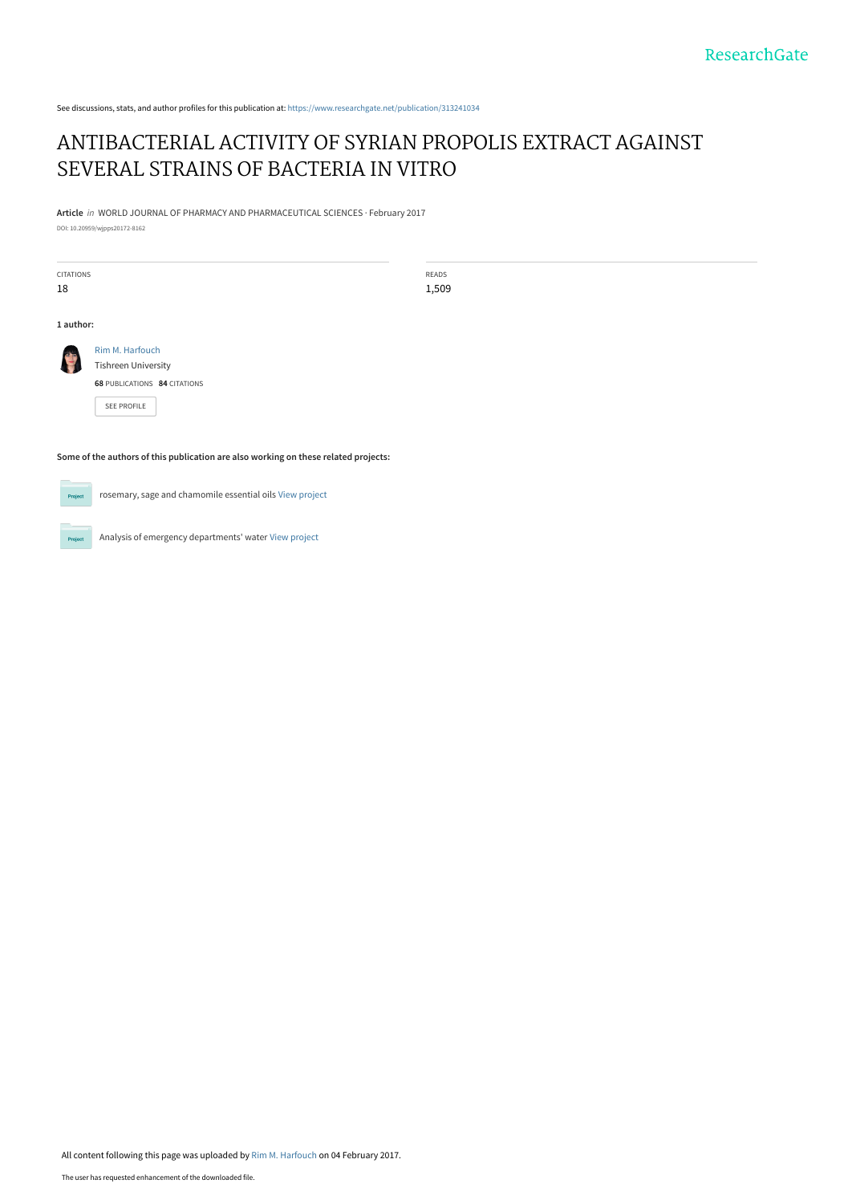See discussions, stats, and author profiles for this publication at: https://www.researchgate.net/publication/313241034

# ANTIBACTERIAL ACTIVITY OF SYRIAN PROPOLIS EXTRACT AGAINST SEVERAL STRAINS OF BACTERIA IN VITRO

**Article** *in* WORLD JOURNAL OF PHARMACY AND PHARMACEUTICAL SCIENCES · February 2017

DOI: 10.20959/wjpps20172-8162

| CITATIONS | READS |
| --- | --- |
| 18 | 1,509 |

**1 author:**

Rim M. Harfouch
Tishreen University
**68** PUBLICATIONS **84** CITATIONS

SEE PROFILE

**Some of the authors of this publication are also working on these related projects:**

rosemary, sage and chamomile essential oils View project

Analysis of emergency departments' water View project

All content following this page was uploaded by Rim M. Harfouch on 04 February 2017.

The user has requested enhancement of the downloaded file.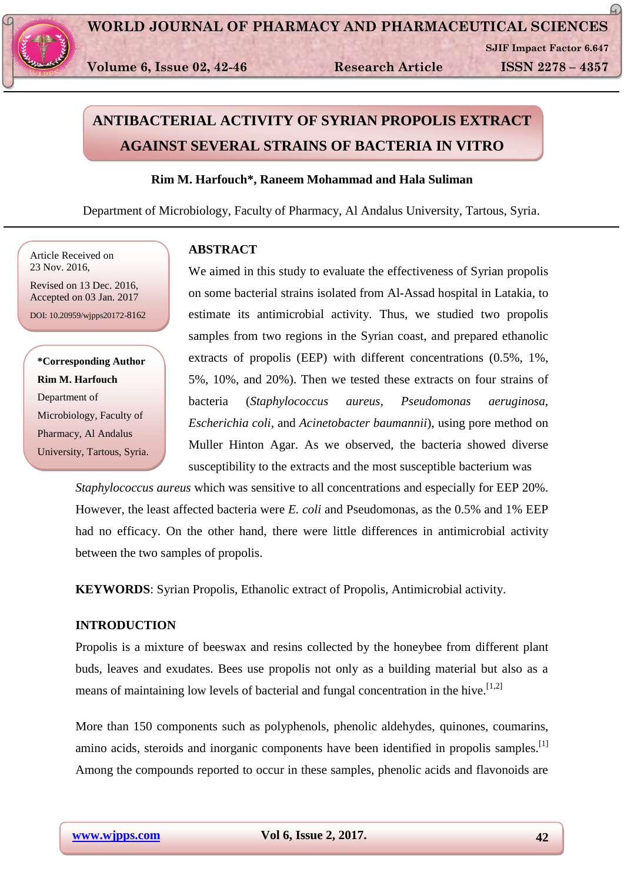# ANTIBACTERIAL ACTIVITY OF SYRIAN PROPOLIS EXTRACT AGAINST SEVERAL STRAINS OF BACTERIA IN VITRO

**Rim M. Harfouch\*, Raneem Mohammad and Hala Suliman**

Department of Microbiology, Faculty of Pharmacy, Al Andalus University, Tartous, Syria.

Article Received on 23 Nov. 2016,
Revised on 13 Dec. 2016,
Accepted on 03 Jan. 2017
DOI: 10.20959/wjpps20172-8162

**\*Corresponding Author**
**Rim M. Harfouch**
Department of Microbiology, Faculty of Pharmacy, Al Andalus University, Tartous, Syria.

## ABSTRACT

We aimed in this study to evaluate the effectiveness of Syrian propolis on some bacterial strains isolated from Al-Assad hospital in Latakia, to estimate its antimicrobial activity. Thus, we studied two propolis samples from two regions in the Syrian coast, and prepared ethanolic extracts of propolis (EEP) with different concentrations (0.5%, 1%, 5%, 10%, and 20%). Then we tested these extracts on four strains of bacteria (*Staphylococcus aureus*, *Pseudomonas aeruginosa*, *Escherichia coli*, and *Acinetobacter baumannii*), using pore method on Muller Hinton Agar. As we observed, the bacteria showed diverse susceptibility to the extracts and the most susceptible bacterium was *Staphylococcus aureus* which was sensitive to all concentrations and especially for EEP 20%. However, the least affected bacteria were *E. coli* and Pseudomonas, as the 0.5% and 1% EEP had no efficacy. On the other hand, there were little differences in antimicrobial activity between the two samples of propolis.

**KEYWORDS**: Syrian Propolis, Ethanolic extract of Propolis, Antimicrobial activity.

## INTRODUCTION

Propolis is a mixture of beeswax and resins collected by the honeybee from different plant buds, leaves and exudates. Bees use propolis not only as a building material but also as a means of maintaining low levels of bacterial and fungal concentration in the hive.[1,2]

More than 150 components such as polyphenols, phenolic aldehydes, quinones, coumarins, amino acids, steroids and inorganic components have been identified in propolis samples.[1] Among the compounds reported to occur in these samples, phenolic acids and flavonoids are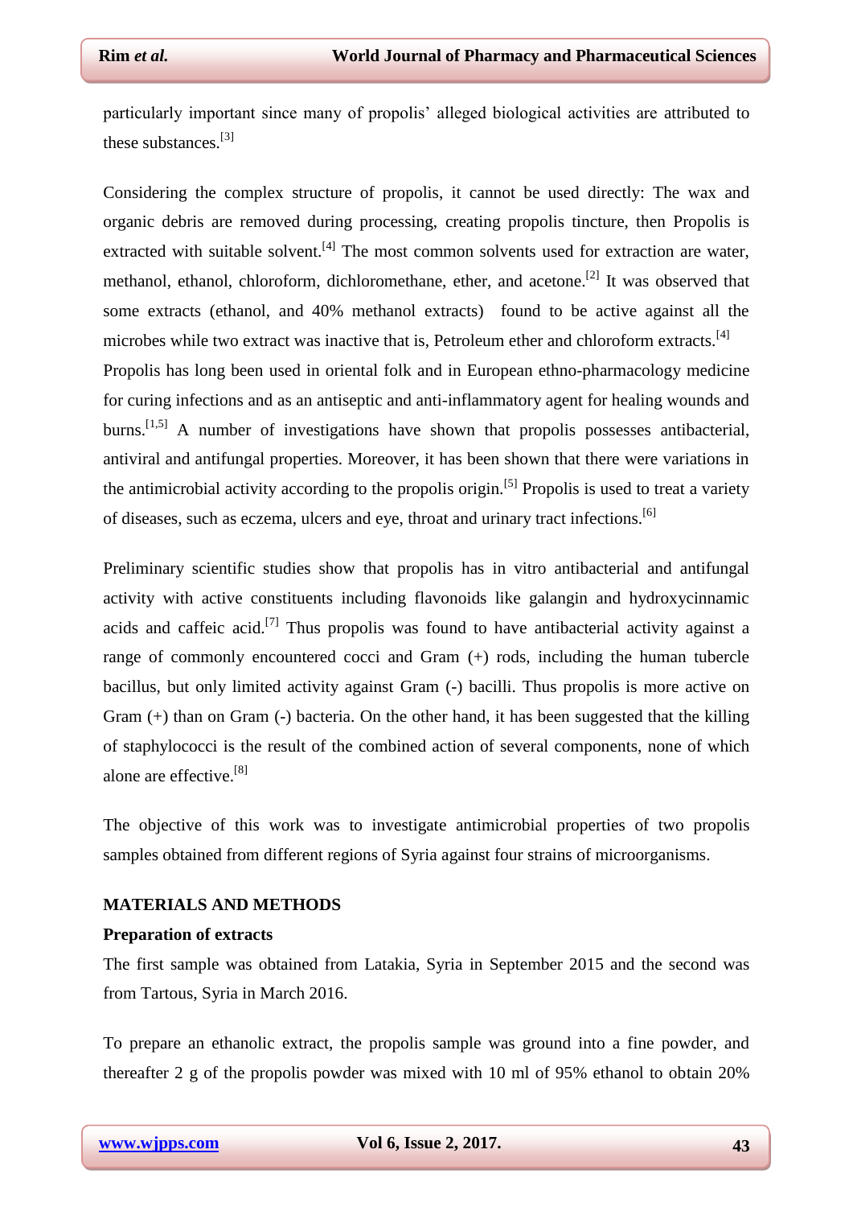particularly important since many of propolis' alleged biological activities are attributed to these substances.[3]

Considering the complex structure of propolis, it cannot be used directly: The wax and organic debris are removed during processing, creating propolis tincture, then Propolis is extracted with suitable solvent.[4] The most common solvents used for extraction are water, methanol, ethanol, chloroform, dichloromethane, ether, and acetone.[2] It was observed that some extracts (ethanol, and 40% methanol extracts) found to be active against all the microbes while two extract was inactive that is, Petroleum ether and chloroform extracts.[4] Propolis has long been used in oriental folk and in European ethno-pharmacology medicine for curing infections and as an antiseptic and anti-inflammatory agent for healing wounds and burns.[1,5] A number of investigations have shown that propolis possesses antibacterial, antiviral and antifungal properties. Moreover, it has been shown that there were variations in the antimicrobial activity according to the propolis origin.[5] Propolis is used to treat a variety of diseases, such as eczema, ulcers and eye, throat and urinary tract infections.[6]

Preliminary scientific studies show that propolis has in vitro antibacterial and antifungal activity with active constituents including flavonoids like galangin and hydroxycinnamic acids and caffeic acid.[7] Thus propolis was found to have antibacterial activity against a range of commonly encountered cocci and Gram (+) rods, including the human tubercle bacillus, but only limited activity against Gram (-) bacilli. Thus propolis is more active on Gram (+) than on Gram (-) bacteria. On the other hand, it has been suggested that the killing of staphylococci is the result of the combined action of several components, none of which alone are effective.[8]

The objective of this work was to investigate antimicrobial properties of two propolis samples obtained from different regions of Syria against four strains of microorganisms.

## MATERIALS AND METHODS

### Preparation of extracts

The first sample was obtained from Latakia, Syria in September 2015 and the second was from Tartous, Syria in March 2016.

To prepare an ethanolic extract, the propolis sample was ground into a fine powder, and thereafter 2 g of the propolis powder was mixed with 10 ml of 95% ethanol to obtain 20%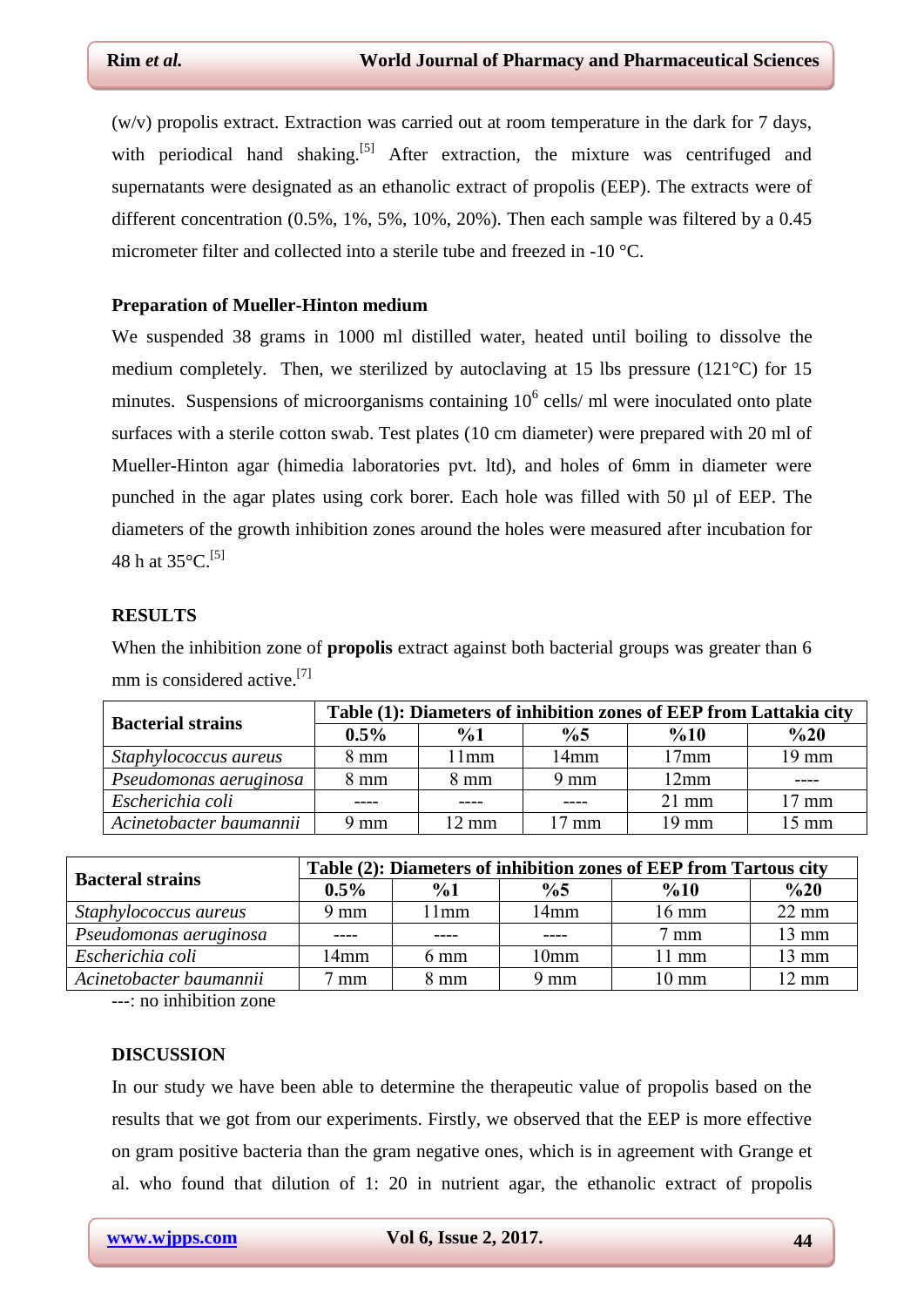(w/v) propolis extract. Extraction was carried out at room temperature in the dark for 7 days, with periodical hand shaking.[5] After extraction, the mixture was centrifuged and supernatants were designated as an ethanolic extract of propolis (EEP). The extracts were of different concentration (0.5%, 1%, 5%, 10%, 20%). Then each sample was filtered by a 0.45 micrometer filter and collected into a sterile tube and freezed in -10 °C.

**Preparation of Mueller-Hinton medium**

We suspended 38 grams in 1000 ml distilled water, heated until boiling to dissolve the medium completely. Then, we sterilized by autoclaving at 15 lbs pressure (121°C) for 15 minutes. Suspensions of microorganisms containing $10^6$ cells/ ml were inoculated onto plate surfaces with a sterile cotton swab. Test plates (10 cm diameter) were prepared with 20 ml of Mueller-Hinton agar (himedia laboratories pvt. ltd), and holes of 6mm in diameter were punched in the agar plates using cork borer. Each hole was filled with 50 µl of EEP. The diameters of the growth inhibition zones around the holes were measured after incubation for 48 h at 35°C.[5]

## RESULTS

When the inhibition zone of **propolis** extract against both bacterial groups was greater than 6 mm is considered active.[7]

| Bacterial strains | Table (1): Diameters of inhibition zones of EEP from Lattakia city | | | | |
|---|---|---|---|---|---|
| | **0.5%** | **%1** | **%5** | **%10** | **%20** |
| *Staphylococcus aureus* | 8 mm | 11mm | 14mm | 17mm | 19 mm |
| *Pseudomonas aeruginosa* | 8 mm | 8 mm | 9 mm | 12mm | ---- |
| *Escherichia coli* | ---- | ---- | ---- | 21 mm | 17 mm |
| *Acinetobacter baumannii* | 9 mm | 12 mm | 17 mm | 19 mm | 15 mm |

| Bacteral strains | Table (2): Diameters of inhibition zones of EEP from Tartous city | | | | |
|---|---|---|---|---|---|
| | **0.5%** | **%1** | **%5** | **%10** | **%20** |
| *Staphylococcus aureus* | 9 mm | 11mm | 14mm | 16 mm | 22 mm |
| *Pseudomonas aeruginosa* | ---- | ---- | ---- | 7 mm | 13 mm |
| *Escherichia coli* | 14mm | 6 mm | 10mm | 11 mm | 13 mm |
| *Acinetobacter baumannii* | 7 mm | 8 mm | 9 mm | 10 mm | 12 mm |

---: no inhibition zone

## DISCUSSION

In our study we have been able to determine the therapeutic value of propolis based on the results that we got from our experiments. Firstly, we observed that the EEP is more effective on gram positive bacteria than the gram negative ones, which is in agreement with Grange et al. who found that dilution of 1: 20 in nutrient agar, the ethanolic extract of propolis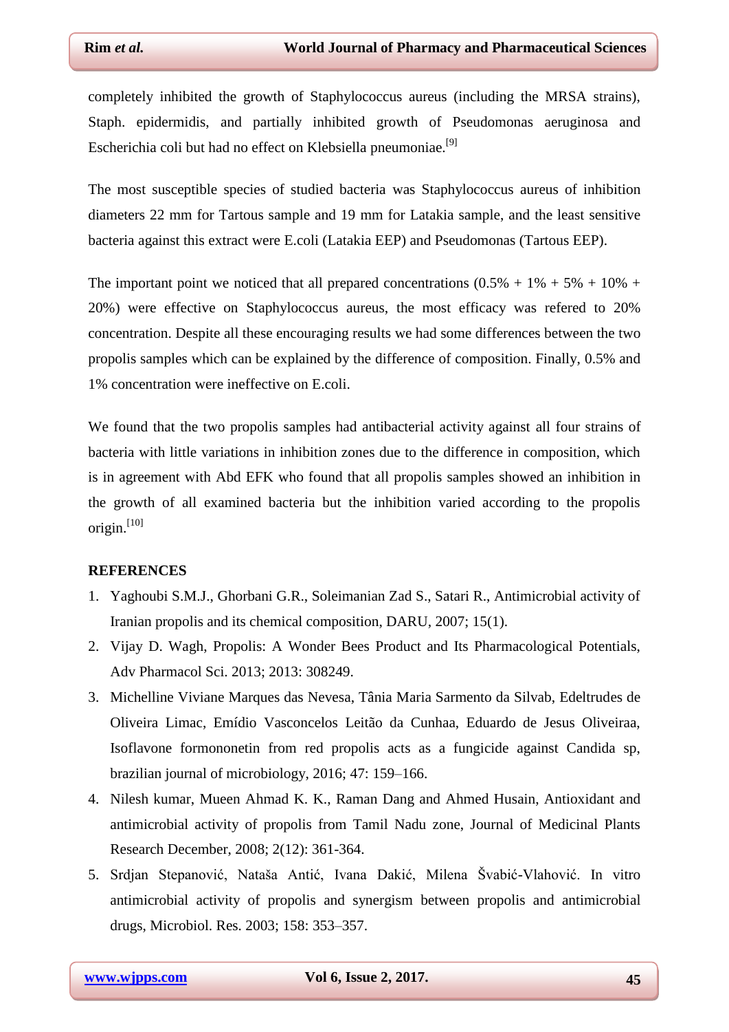completely inhibited the growth of Staphylococcus aureus (including the MRSA strains), Staph. epidermidis, and partially inhibited growth of Pseudomonas aeruginosa and Escherichia coli but had no effect on Klebsiella pneumoniae.[9]

The most susceptible species of studied bacteria was Staphylococcus aureus of inhibition diameters 22 mm for Tartous sample and 19 mm for Latakia sample, and the least sensitive bacteria against this extract were E.coli (Latakia EEP) and Pseudomonas (Tartous EEP).

The important point we noticed that all prepared concentrations (0.5% + 1% + 5% + 10% + 20%) were effective on Staphylococcus aureus, the most efficacy was refered to 20% concentration. Despite all these encouraging results we had some differences between the two propolis samples which can be explained by the difference of composition. Finally, 0.5% and 1% concentration were ineffective on E.coli.

We found that the two propolis samples had antibacterial activity against all four strains of bacteria with little variations in inhibition zones due to the difference in composition, which is in agreement with Abd EFK who found that all propolis samples showed an inhibition in the growth of all examined bacteria but the inhibition varied according to the propolis origin.[10]

## REFERENCES

1. Yaghoubi S.M.J., Ghorbani G.R., Soleimanian Zad S., Satari R., Antimicrobial activity of Iranian propolis and its chemical composition, DARU, 2007; 15(1).
2. Vijay D. Wagh, Propolis: A Wonder Bees Product and Its Pharmacological Potentials, Adv Pharmacol Sci. 2013; 2013: 308249.
3. Michelline Viviane Marques das Nevesa, Tânia Maria Sarmento da Silvab, Edeltrudes de Oliveira Limac, Emídio Vasconcelos Leitão da Cunhaa, Eduardo de Jesus Oliveiraa, Isoflavone formononetin from red propolis acts as a fungicide against Candida sp, brazilian journal of microbiology, 2016; 47: 159–166.
4. Nilesh kumar, Mueen Ahmad K. K., Raman Dang and Ahmed Husain, Antioxidant and antimicrobial activity of propolis from Tamil Nadu zone, Journal of Medicinal Plants Research December, 2008; 2(12): 361-364.
5. Srdjan Stepanović, Nataša Antić, Ivana Dakić, Milena Švabić-Vlahović. In vitro antimicrobial activity of propolis and synergism between propolis and antimicrobial drugs, Microbiol. Res. 2003; 158: 353–357.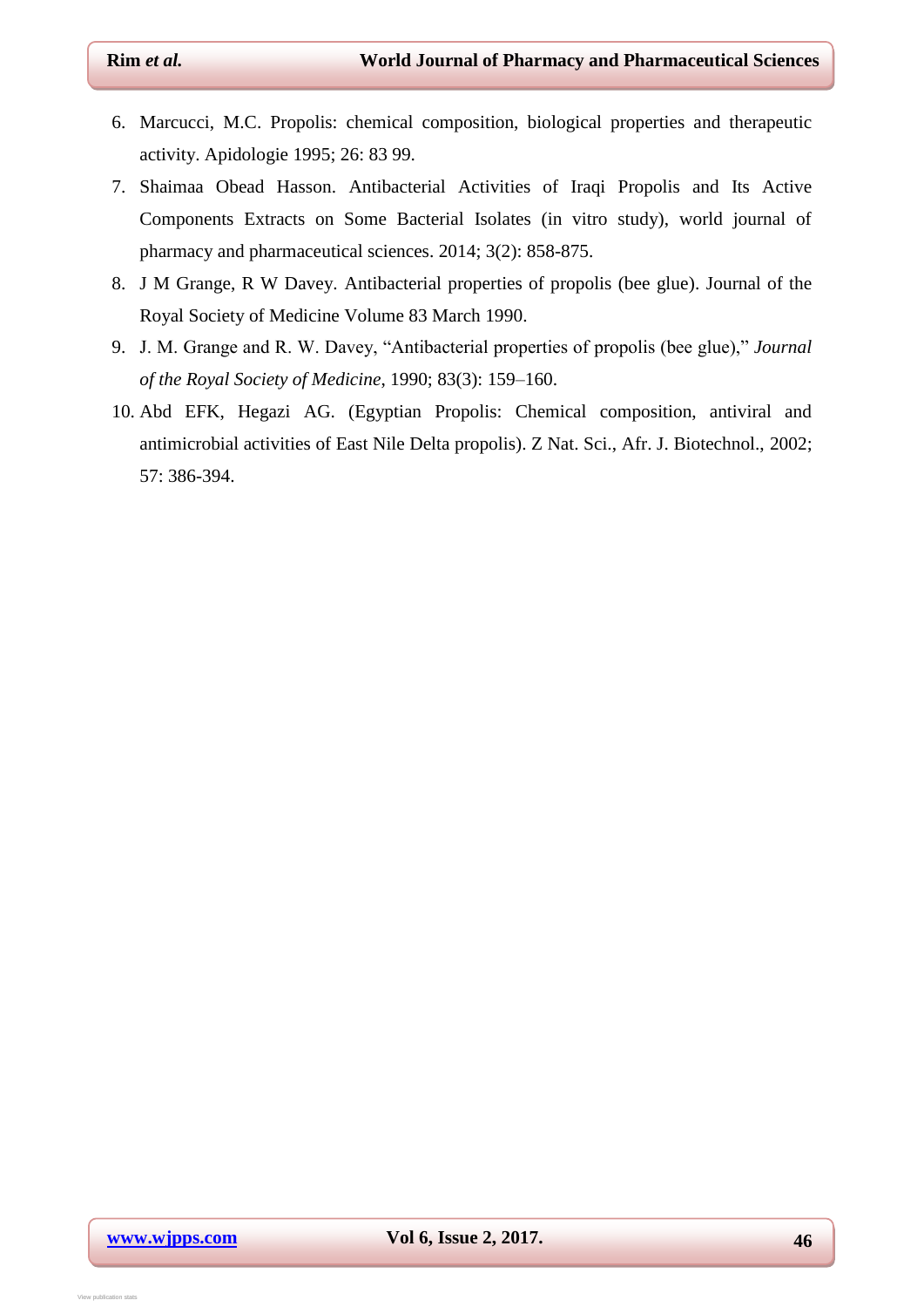6. Marcucci, M.C. Propolis: chemical composition, biological properties and therapeutic activity. Apidologie 1995; 26: 83 99.
7. Shaimaa Obead Hasson. Antibacterial Activities of Iraqi Propolis and Its Active Components Extracts on Some Bacterial Isolates (in vitro study), world journal of pharmacy and pharmaceutical sciences. 2014; 3(2): 858-875.
8. J M Grange, R W Davey. Antibacterial properties of propolis (bee glue). Journal of the Royal Society of Medicine Volume 83 March 1990.
9. J. M. Grange and R. W. Davey, "Antibacterial properties of propolis (bee glue)," *Journal of the Royal Society of Medicine*, 1990; 83(3): 159–160.
10. Abd EFK, Hegazi AG. (Egyptian Propolis: Chemical composition, antiviral and antimicrobial activities of East Nile Delta propolis). Z Nat. Sci., Afr. J. Biotechnol., 2002; 57: 386-394.